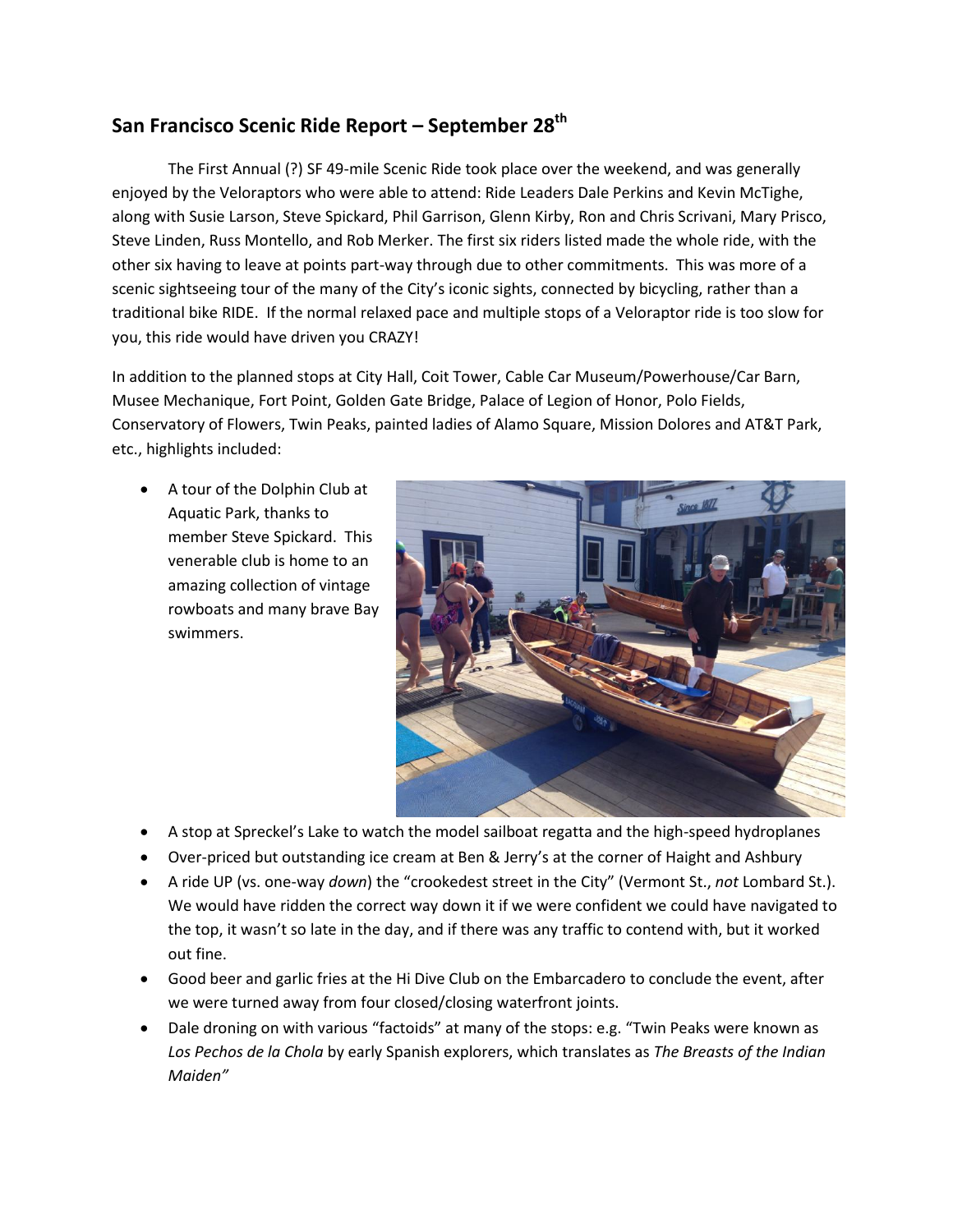## San Francisco Scenic Ride Report – September 28th

The First Annual (?) SF 49-mile Scenic Ride took place over the weekend, and was generally enjoyed by the Veloraptors who were able to attend: Ride Leaders Dale Perkins and Kevin McTighe, along with Susie Larson, Steve Spickard, Phil Garrison, Glenn Kirby, Ron and Chris Scrivani, Mary Prisco, Steve Linden, Russ Montello, and Rob Merker. The first six riders listed made the whole ride, with the other six having to leave at points part-way through due to other commitments. This was more of a scenic sightseeing tour of the many of the City's iconic sights, connected by bicycling, rather than a traditional bike RIDE. If the normal relaxed pace and multiple stops of a Veloraptor ride is too slow for you, this ride would have driven you CRAZY!

In addition to the planned stops at City Hall, Coit Tower, Cable Car Museum/Powerhouse/Car Barn, Musee Mechanique, Fort Point, Golden Gate Bridge, Palace of Legion of Honor, Polo Fields, Conservatory of Flowers, Twin Peaks, painted ladies of Alamo Square, Mission Dolores and AT&T Park, etc., highlights included:

- A tour of the Dolphin Club at Aquatic Park, thanks to member Steve Spickard. This venerable club is home to an amazing collection of vintage rowboats and many brave Bay swimmers.
- A stop at Spreckel's Lake to watch the model sailboat regatta and the high-speed hydroplanes
- Over-priced but outstanding ice cream at Ben & Jerry's at the corner of Haight and Ashbury
- A ride UP (vs. one-way *down*) the "crookedest street in the City" (Vermont St., *not* Lombard St.). We would have ridden the correct way down it if we were confident we could have navigated to the top, it wasn't so late in the day, and if there was any traffic to contend with, but it worked out fine.
- Good beer and garlic fries at the Hi Dive Club on the Embarcadero to conclude the event, after we were turned away from four closed/closing waterfront joints.
- Dale droning on with various "factoids" at many of the stops: e.g. "Twin Peaks were known as *Los Pechos de la Chola* by early Spanish explorers, which translates as *The Breasts of the Indian Maiden"*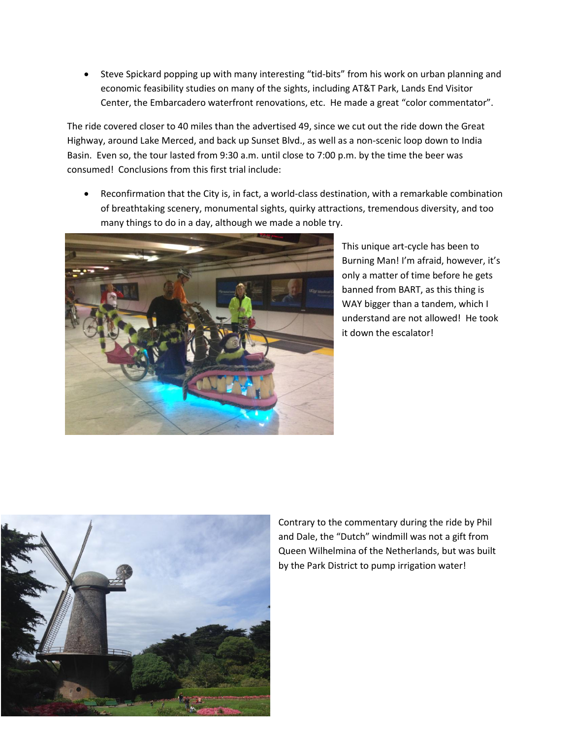- Steve Spickard popping up with many interesting "tid-bits" from his work on urban planning and economic feasibility studies on many of the sights, including AT&T Park, Lands End Visitor Center, the Embarcadero waterfront renovations, etc. He made a great "color commentator".

The ride covered closer to 40 miles than the advertised 49, since we cut out the ride down the Great Highway, around Lake Merced, and back up Sunset Blvd., as well as a non-scenic loop down to India Basin. Even so, the tour lasted from 9:30 a.m. until close to 7:00 p.m. by the time the beer was consumed! Conclusions from this first trial include:

- Reconfirmation that the City is, in fact, a world-class destination, with a remarkable combination of breathtaking scenery, monumental sights, quirky attractions, tremendous diversity, and too many things to do in a day, although we made a noble try.

This unique art-cycle has been to Burning Man! I'm afraid, however, it's only a matter of time before he gets banned from BART, as this thing is WAY bigger than a tandem, which I understand are not allowed! He took it down the escalator!

Contrary to the commentary during the ride by Phil and Dale, the "Dutch" windmill was not a gift from Queen Wilhelmina of the Netherlands, but was built by the Park District to pump irrigation water!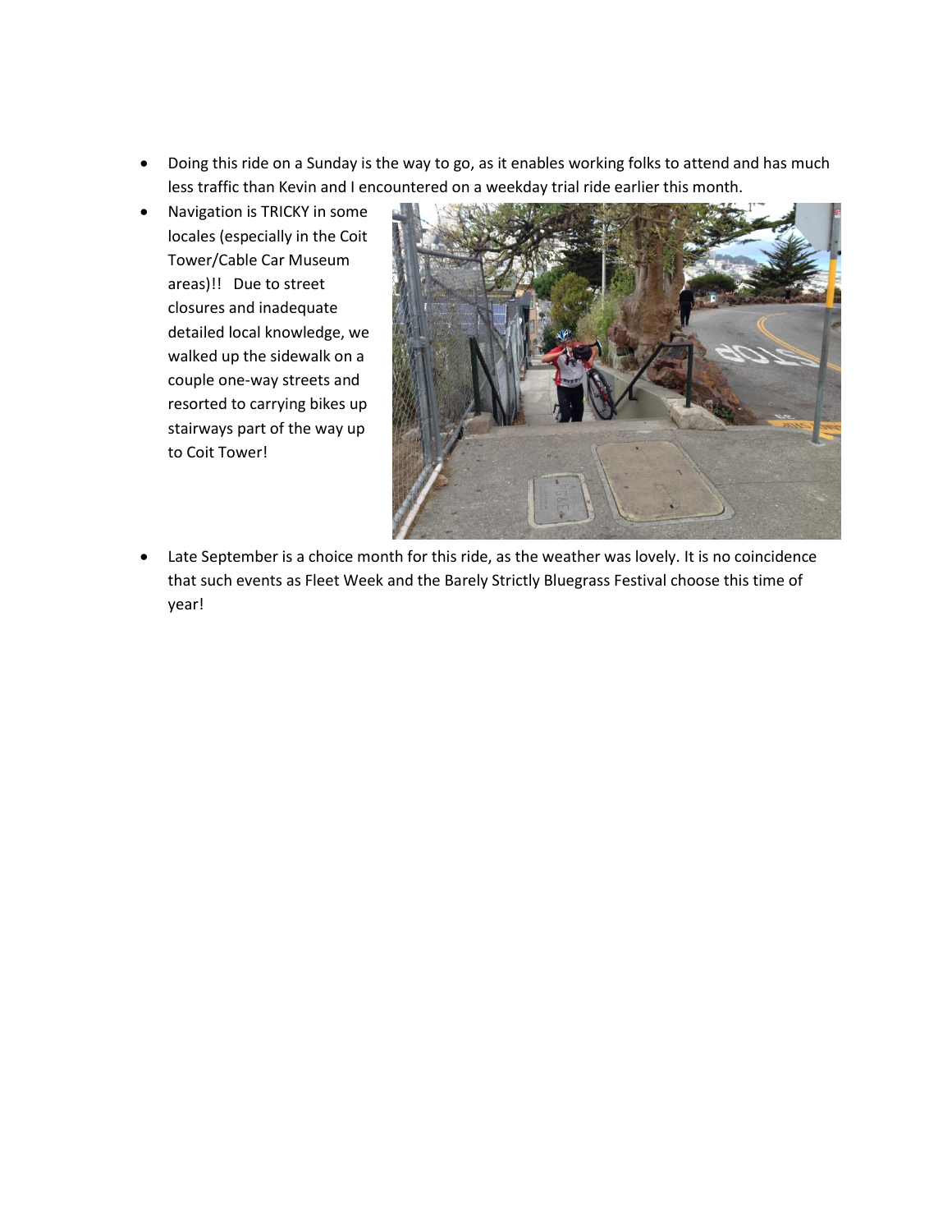- Doing this ride on a Sunday is the way to go, as it enables working folks to attend and has much less traffic than Kevin and I encountered on a weekday trial ride earlier this month.
- Navigation is TRICKY in some locales (especially in the Coit Tower/Cable Car Museum areas)!! Due to street closures and inadequate detailed local knowledge, we walked up the sidewalk on a couple one-way streets and resorted to carrying bikes up stairways part of the way up to Coit Tower!
- Late September is a choice month for this ride, as the weather was lovely. It is no coincidence that such events as Fleet Week and the Barely Strictly Bluegrass Festival choose this time of year!